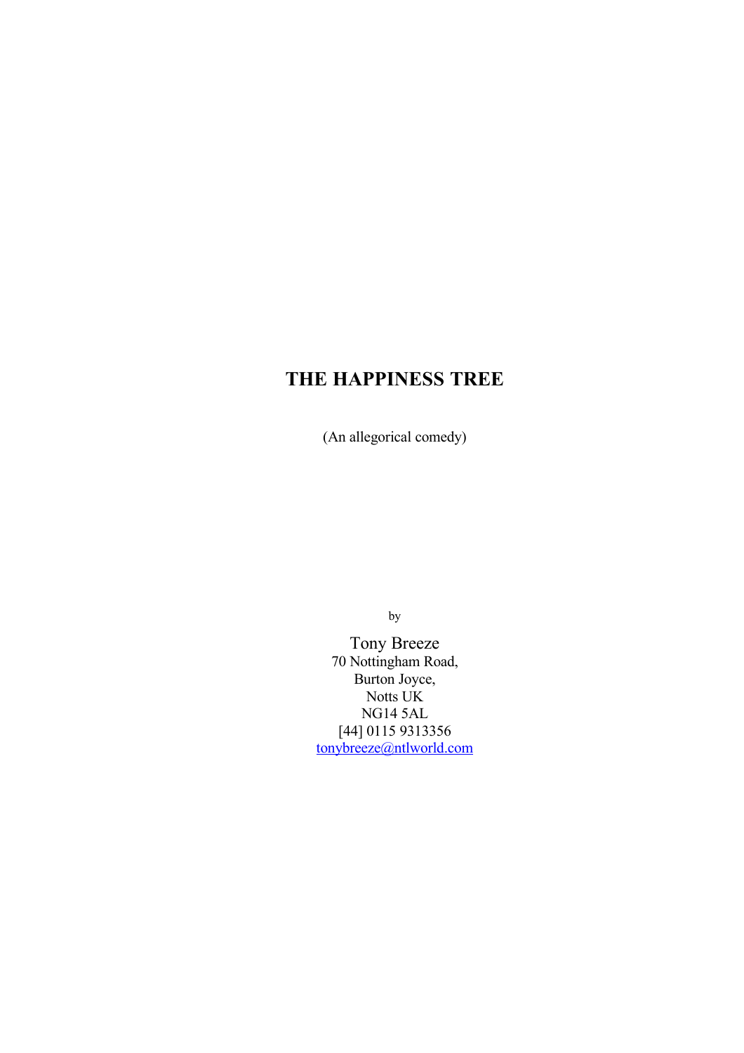# THE HAPPINESS TREE

(An allegorical comedy)

by

Tony Breeze
70 Nottingham Road,
Burton Joyce,
Notts UK
NG14 5AL
[44] 0115 9313356
tonybreeze@ntlworld.com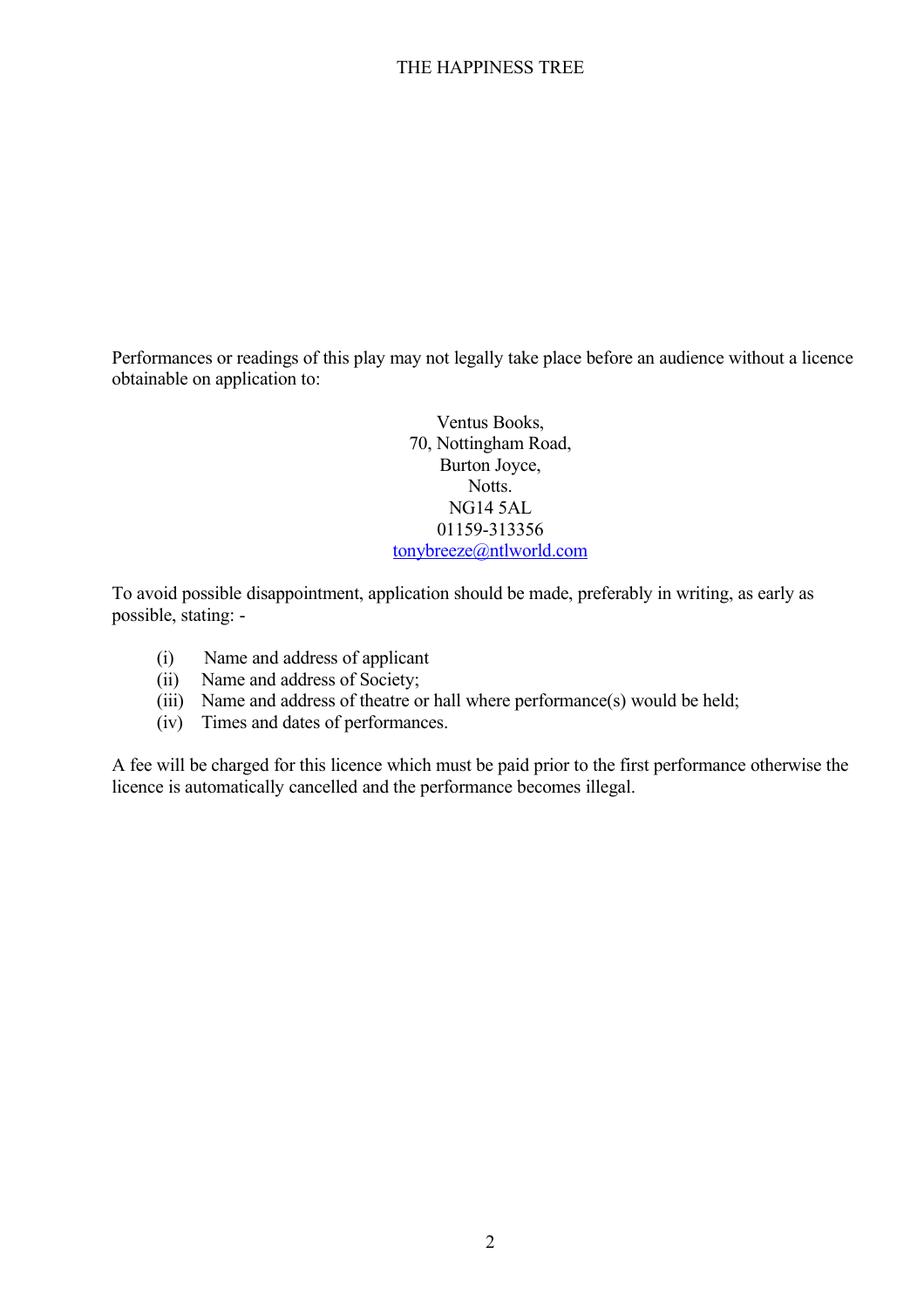Performances or readings of this play may not legally take place before an audience without a licence obtainable on application to:

Ventus Books,
70, Nottingham Road,
Burton Joyce,
Notts.
NG14 5AL
01159-313356
tonybreeze@ntlworld.com

To avoid possible disappointment, application should be made, preferably in writing, as early as possible, stating: -

(i) Name and address of applicant
(ii) Name and address of Society;
(iii) Name and address of theatre or hall where performance(s) would be held;
(iv) Times and dates of performances.

A fee will be charged for this licence which must be paid prior to the first performance otherwise the licence is automatically cancelled and the performance becomes illegal.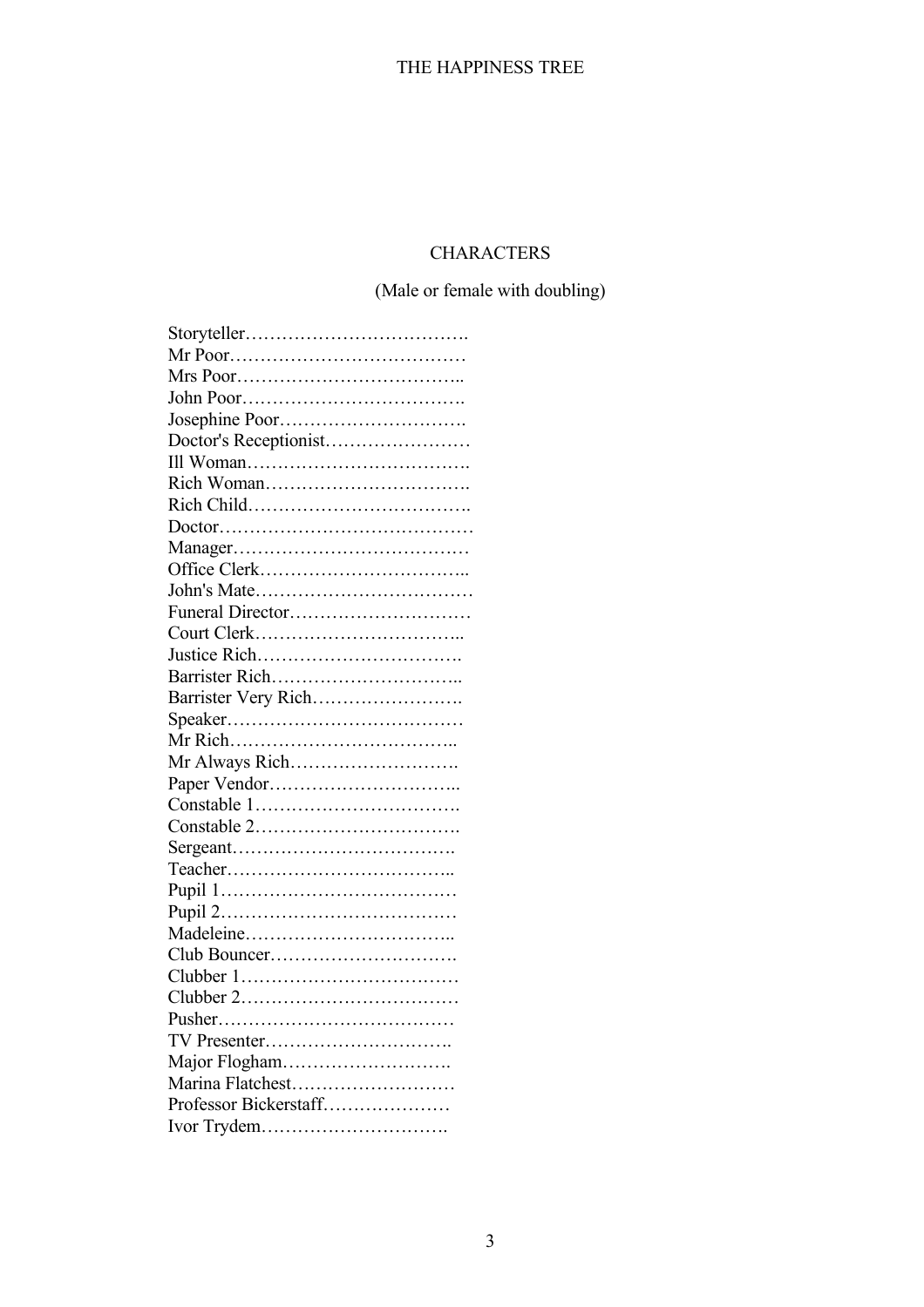# CHARACTERS

(Male or female with doubling)

Storyteller……………………………….
Mr Poor…………………………………
Mrs Poor………………………………..
John Poor……………………………….
Josephine Poor………………………….
Doctor's Receptionist……………………
Ill Woman……………………………….
Rich Woman…………………………….
Rich Child……………………………….
Doctor……………………………………
Manager…………………………………
Office Clerk……………………………..
John's Mate………………………………
Funeral Director…………………………
Court Clerk……………………………...
Justice Rich…………………………….
Barrister Rich…………………………..
Barrister Very Rich…………………….
Speaker…………………………………
Mr Rich………………………………...
Mr Always Rich……………………….
Paper Vendor…………………………..
Constable 1…………………………….
Constable 2…………………………….
Sergeant……………………………….
Teacher………………………………...
Pupil 1…………………………………
Pupil 2…………………………………
Madeleine……………………………...
Club Bouncer………………………….
Clubber 1………………………………
Clubber 2………………………………
Pusher…………………………………
TV Presenter………………………….
Major Flogham……………………….
Marina Flatchest………………………
Professor Bickerstaff…………………
Ivor Trydem………………………….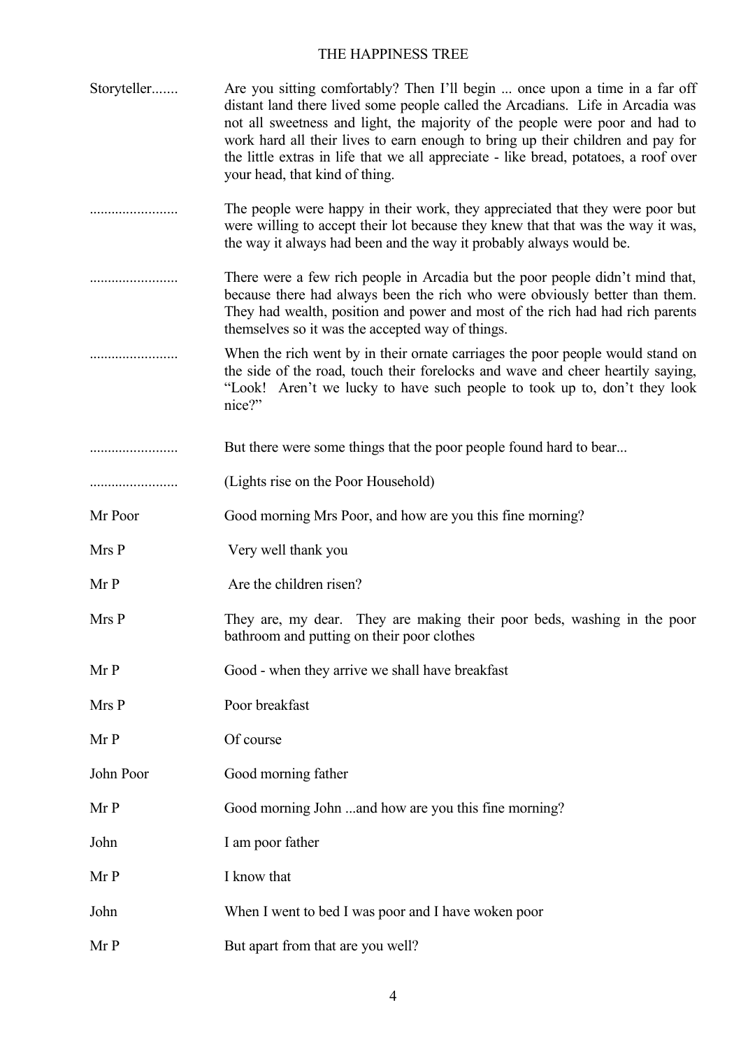# THE HAPPINESS TREE

| | |
|---|---|
| Storyteller....... | Are you sitting comfortably? Then I'll begin ... once upon a time in a far off distant land there lived some people called the Arcadians. Life in Arcadia was not all sweetness and light, the majority of the people were poor and had to work hard all their lives to earn enough to bring up their children and pay for the little extras in life that we all appreciate - like bread, potatoes, a roof over your head, that kind of thing. |
| ........................ | The people were happy in their work, they appreciated that they were poor but were willing to accept their lot because they knew that that was the way it was, the way it always had been and the way it probably always would be. |
| ........................ | There were a few rich people in Arcadia but the poor people didn't mind that, because there had always been the rich who were obviously better than them. They had wealth, position and power and most of the rich had had rich parents themselves so it was the accepted way of things. |
| ........................ | When the rich went by in their ornate carriages the poor people would stand on the side of the road, touch their forelocks and wave and cheer heartily saying, "Look! Aren't we lucky to have such people to took up to, don't they look nice?" |
| ........................ | But there were some things that the poor people found hard to bear... |
| ........................ | (Lights rise on the Poor Household) |
| Mr Poor | Good morning Mrs Poor, and how are you this fine morning? |
| Mrs P | Very well thank you |
| Mr P | Are the children risen? |
| Mrs P | They are, my dear. They are making their poor beds, washing in the poor bathroom and putting on their poor clothes |
| Mr P | Good - when they arrive we shall have breakfast |
| Mrs P | Poor breakfast |
| Mr P | Of course |
| John Poor | Good morning father |
| Mr P | Good morning John ...and how are you this fine morning? |
| John | I am poor father |
| Mr P | I know that |
| John | When I went to bed I was poor and I have woken poor |
| Mr P | But apart from that are you well? |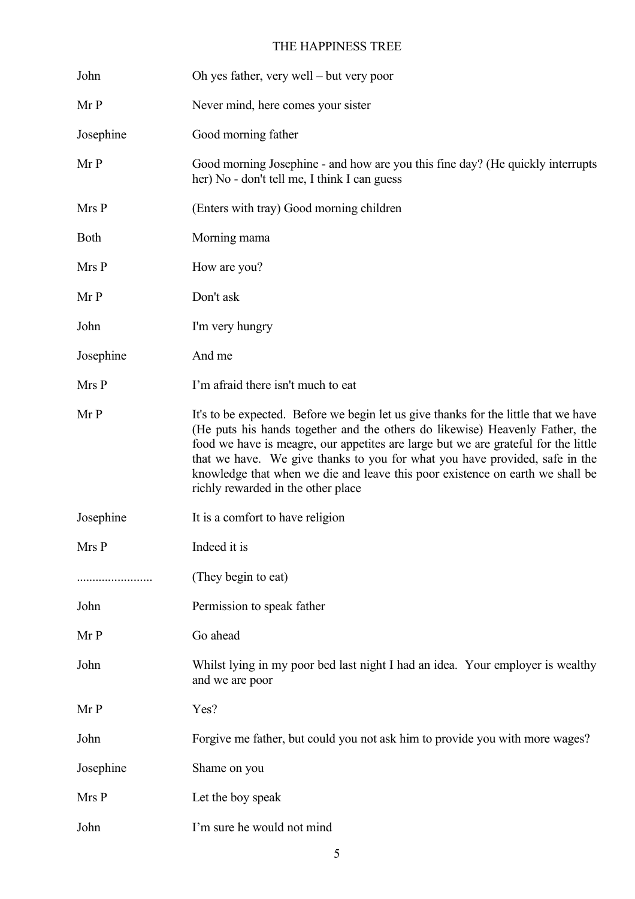| | |
|---|---|
| John | Oh yes father, very well – but very poor |
| Mr P | Never mind, here comes your sister |
| Josephine | Good morning father |
| Mr P | Good morning Josephine - and how are you this fine day? (He quickly interrupts her) No - don't tell me, I think I can guess |
| Mrs P | (Enters with tray) Good morning children |
| Both | Morning mama |
| Mrs P | How are you? |
| Mr P | Don't ask |
| John | I'm very hungry |
| Josephine | And me |
| Mrs P | I'm afraid there isn't much to eat |
| Mr P | It's to be expected. Before we begin let us give thanks for the little that we have (He puts his hands together and the others do likewise) Heavenly Father, the food we have is meagre, our appetites are large but we are grateful for the little that we have. We give thanks to you for what you have provided, safe in the knowledge that when we die and leave this poor existence on earth we shall be richly rewarded in the other place |
| Josephine | It is a comfort to have religion |
| Mrs P | Indeed it is |
| ........................ | (They begin to eat) |
| John | Permission to speak father |
| Mr P | Go ahead |
| John | Whilst lying in my poor bed last night I had an idea. Your employer is wealthy and we are poor |
| Mr P | Yes? |
| John | Forgive me father, but could you not ask him to provide you with more wages? |
| Josephine | Shame on you |
| Mrs P | Let the boy speak |
| John | I'm sure he would not mind |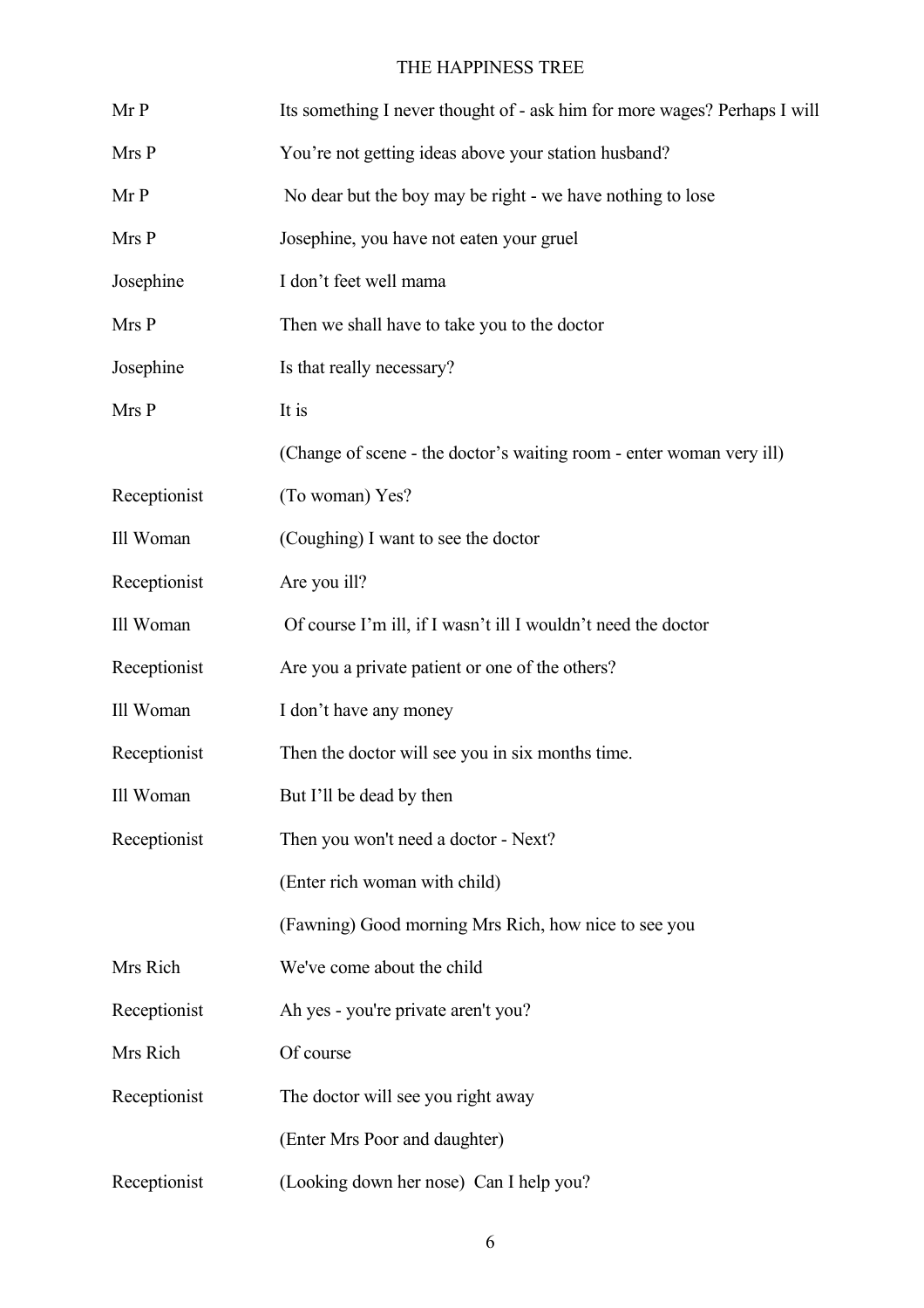| | |
|---|---|
| Mr P | Its something I never thought of - ask him for more wages? Perhaps I will |
| Mrs P | You're not getting ideas above your station husband? |
| Mr P | No dear but the boy may be right - we have nothing to lose |
| Mrs P | Josephine, you have not eaten your gruel |
| Josephine | I don't feet well mama |
| Mrs P | Then we shall have to take you to the doctor |
| Josephine | Is that really necessary? |
| Mrs P | It is |
| | (Change of scene - the doctor's waiting room - enter woman very ill) |
| Receptionist | (To woman) Yes? |
| Ill Woman | (Coughing) I want to see the doctor |
| Receptionist | Are you ill? |
| Ill Woman | Of course I'm ill, if I wasn't ill I wouldn't need the doctor |
| Receptionist | Are you a private patient or one of the others? |
| Ill Woman | I don't have any money |
| Receptionist | Then the doctor will see you in six months time. |
| Ill Woman | But I'll be dead by then |
| Receptionist | Then you won't need a doctor - Next? |
| | (Enter rich woman with child) |
| | (Fawning) Good morning Mrs Rich, how nice to see you |
| Mrs Rich | We've come about the child |
| Receptionist | Ah yes - you're private aren't you? |
| Mrs Rich | Of course |
| Receptionist | The doctor will see you right away |
| | (Enter Mrs Poor and daughter) |
| Receptionist | (Looking down her nose) Can I help you? |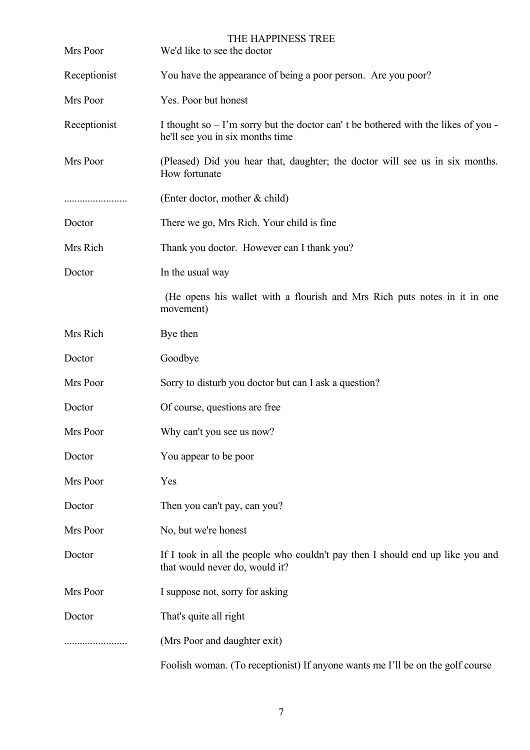| | |
|---|---|
| Mrs Poor | We'd like to see the doctor |
| Receptionist | You have the appearance of being a poor person. Are you poor? |
| Mrs Poor | Yes. Poor but honest |
| Receptionist | I thought so – I'm sorry but the doctor can' t be bothered with the likes of you - he'll see you in six months time |
| Mrs Poor | (Pleased) Did you hear that, daughter; the doctor will see us in six months. How fortunate |
| ........................ | (Enter doctor, mother & child) |
| Doctor | There we go, Mrs Rich. Your child is fine |
| Mrs Rich | Thank you doctor. However can I thank you? |
| Doctor | In the usual way |
| | (He opens his wallet with a flourish and Mrs Rich puts notes in it in one movement) |
| Mrs Rich | Bye then |
| Doctor | Goodbye |
| Mrs Poor | Sorry to disturb you doctor but can I ask a question? |
| Doctor | Of course, questions are free |
| Mrs Poor | Why can't you see us now? |
| Doctor | You appear to be poor |
| Mrs Poor | Yes |
| Doctor | Then you can't pay, can you? |
| Mrs Poor | No, but we're honest |
| Doctor | If I took in all the people who couldn't pay then I should end up like you and that would never do, would it? |
| Mrs Poor | I suppose not, sorry for asking |
| Doctor | That's quite all right |
| ........................ | (Mrs Poor and daughter exit) |
| | Foolish woman. (To receptionist) If anyone wants me I'll be on the golf course |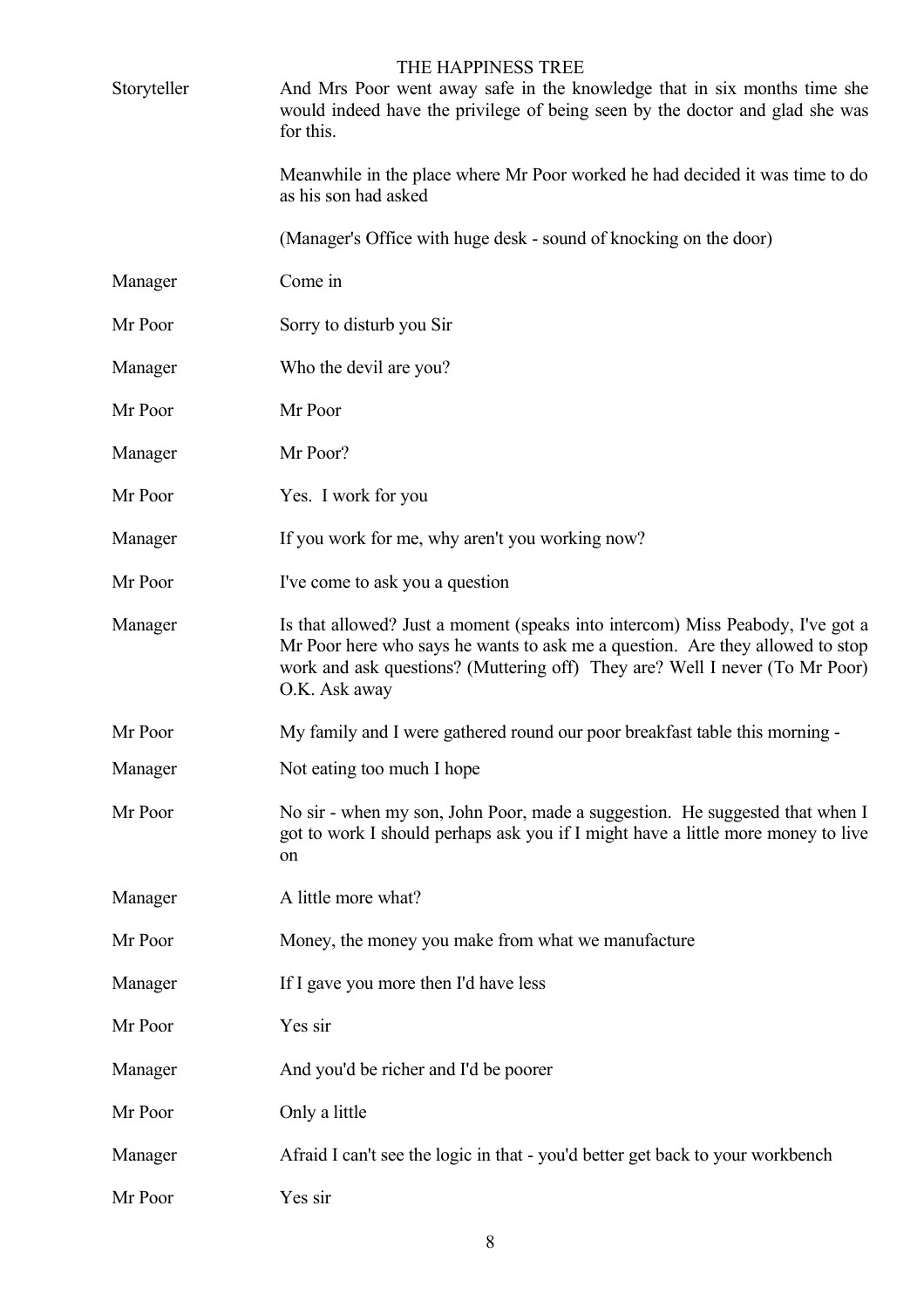**Storyteller** And Mrs Poor went away safe in the knowledge that in six months time she would indeed have the privilege of being seen by the doctor and glad she was for this.

Meanwhile in the place where Mr Poor worked he had decided it was time to do as his son had asked

(Manager's Office with huge desk - sound of knocking on the door)

**Manager** Come in

**Mr Poor** Sorry to disturb you Sir

**Manager** Who the devil are you?

**Mr Poor** Mr Poor

**Manager** Mr Poor?

**Mr Poor** Yes. I work for you

**Manager** If you work for me, why aren't you working now?

**Mr Poor** I've come to ask you a question

**Manager** Is that allowed? Just a moment (speaks into intercom) Miss Peabody, I've got a Mr Poor here who says he wants to ask me a question. Are they allowed to stop work and ask questions? (Muttering off) They are? Well I never (To Mr Poor) O.K. Ask away

**Mr Poor** My family and I were gathered round our poor breakfast table this morning -

**Manager** Not eating too much I hope

**Mr Poor** No sir - when my son, John Poor, made a suggestion. He suggested that when I got to work I should perhaps ask you if I might have a little more money to live on

**Manager** A little more what?

**Mr Poor** Money, the money you make from what we manufacture

**Manager** If I gave you more then I'd have less

**Mr Poor** Yes sir

**Manager** And you'd be richer and I'd be poorer

**Mr Poor** Only a little

**Manager** Afraid I can't see the logic in that - you'd better get back to your workbench

**Mr Poor** Yes sir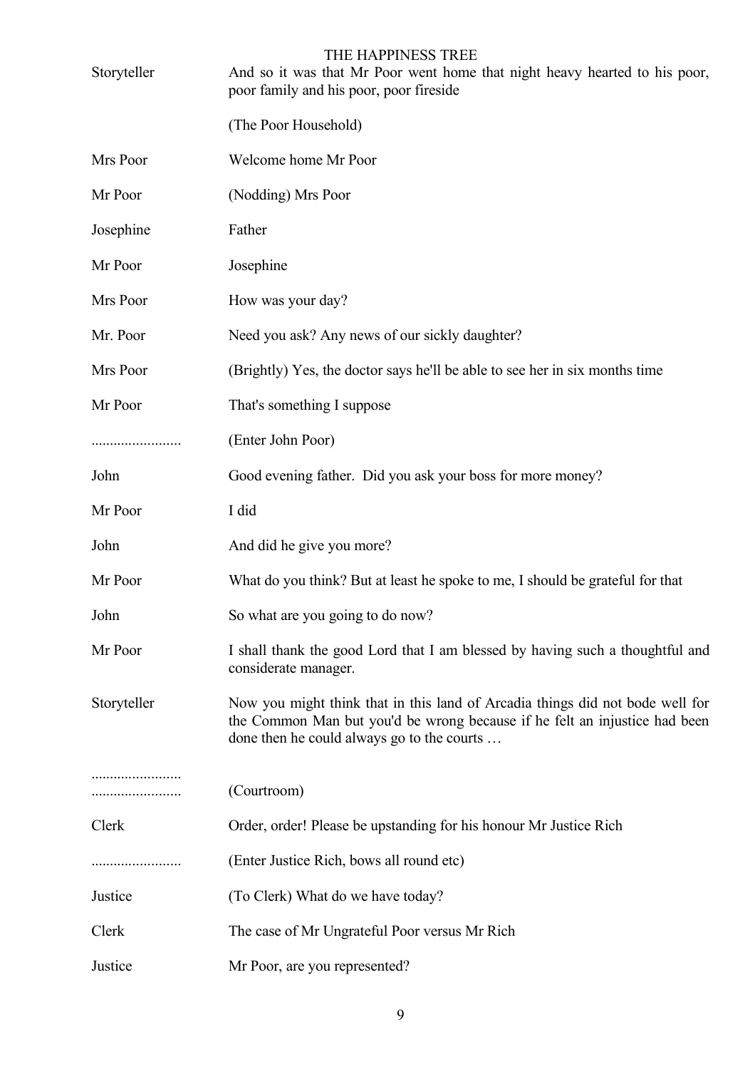| | |
|---|---|
| Storyteller | And so it was that Mr Poor went home that night heavy hearted to his poor, poor family and his poor, poor fireside |
| | (The Poor Household) |
| Mrs Poor | Welcome home Mr Poor |
| Mr Poor | (Nodding) Mrs Poor |
| Josephine | Father |
| Mr Poor | Josephine |
| Mrs Poor | How was your day? |
| Mr. Poor | Need you ask? Any news of our sickly daughter? |
| Mrs Poor | (Brightly) Yes, the doctor says he'll be able to see her in six months time |
| Mr Poor | That's something I suppose |
| ........................ | (Enter John Poor) |
| John | Good evening father. Did you ask your boss for more money? |
| Mr Poor | I did |
| John | And did he give you more? |
| Mr Poor | What do you think? But at least he spoke to me, I should be grateful for that |
| John | So what are you going to do now? |
| Mr Poor | I shall thank the good Lord that I am blessed by having such a thoughtful and considerate manager. |
| Storyteller | Now you might think that in this land of Arcadia things did not bode well for the Common Man but you'd be wrong because if he felt an injustice had been done then he could always go to the courts … |
| ........................ | |
| ........................ | (Courtroom) |
| Clerk | Order, order! Please be upstanding for his honour Mr Justice Rich |
| ........................ | (Enter Justice Rich, bows all round etc) |
| Justice | (To Clerk) What do we have today? |
| Clerk | The case of Mr Ungrateful Poor versus Mr Rich |
| Justice | Mr Poor, are you represented? |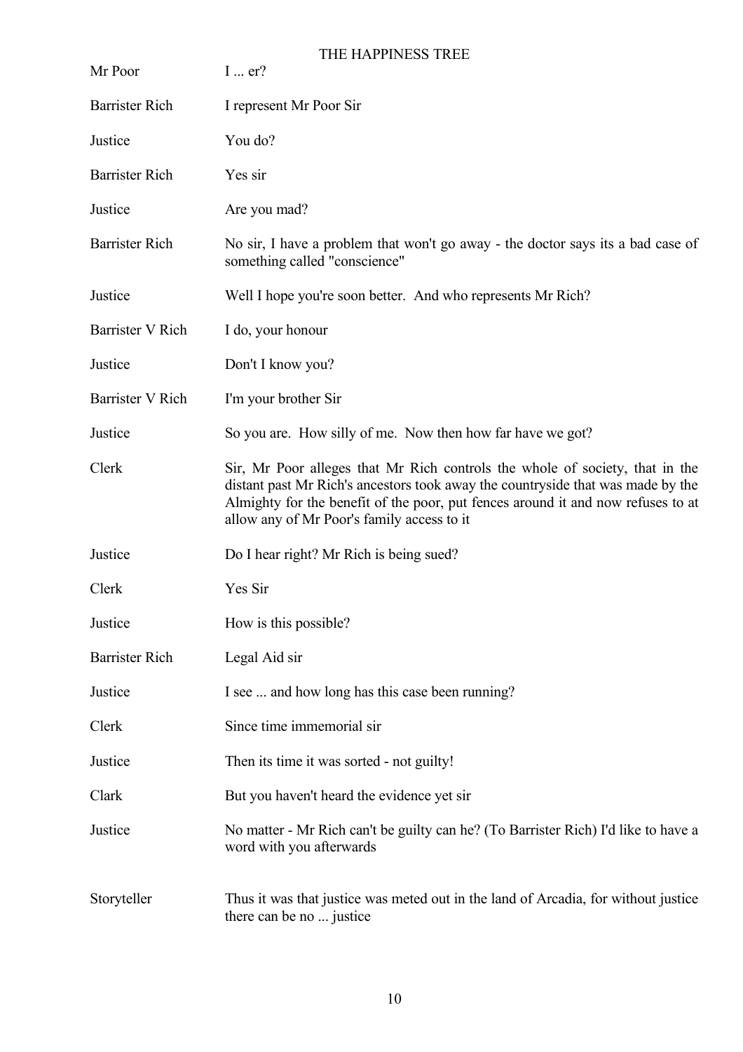| | |
|---|---|
| Mr Poor | I ... er? |
| Barrister Rich | I represent Mr Poor Sir |
| Justice | You do? |
| Barrister Rich | Yes sir |
| Justice | Are you mad? |
| Barrister Rich | No sir, I have a problem that won't go away - the doctor says its a bad case of something called "conscience" |
| Justice | Well I hope you're soon better. And who represents Mr Rich? |
| Barrister V Rich | I do, your honour |
| Justice | Don't I know you? |
| Barrister V Rich | I'm your brother Sir |
| Justice | So you are. How silly of me. Now then how far have we got? |
| Clerk | Sir, Mr Poor alleges that Mr Rich controls the whole of society, that in the distant past Mr Rich's ancestors took away the countryside that was made by the Almighty for the benefit of the poor, put fences around it and now refuses to at allow any of Mr Poor's family access to it |
| Justice | Do I hear right? Mr Rich is being sued? |
| Clerk | Yes Sir |
| Justice | How is this possible? |
| Barrister Rich | Legal Aid sir |
| Justice | I see ... and how long has this case been running? |
| Clerk | Since time immemorial sir |
| Justice | Then its time it was sorted - not guilty! |
| Clark | But you haven't heard the evidence yet sir |
| Justice | No matter - Mr Rich can't be guilty can he? (To Barrister Rich) I'd like to have a word with you afterwards |
| Storyteller | Thus it was that justice was meted out in the land of Arcadia, for without justice there can be no ... justice |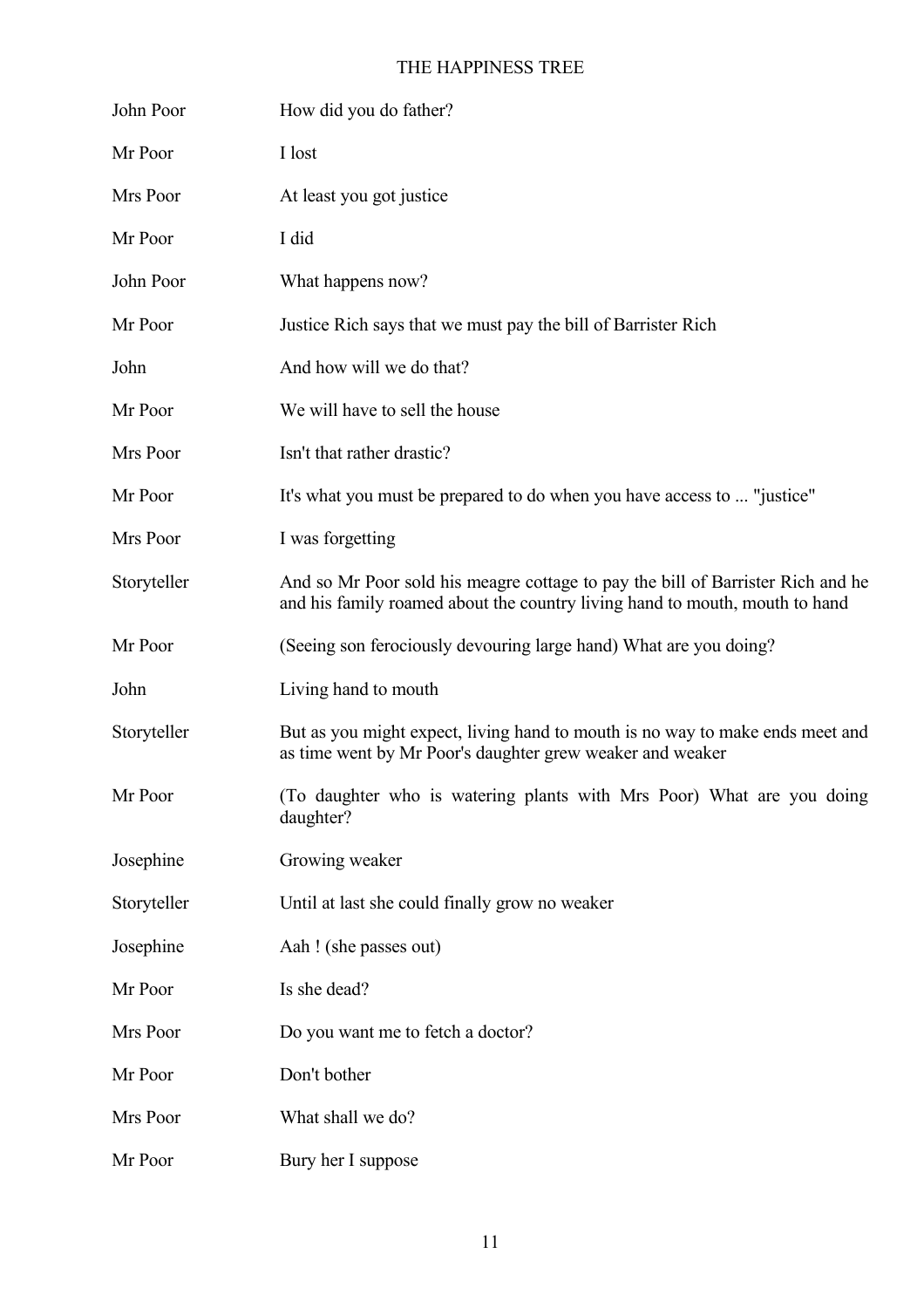| | |
|---|---|
| John Poor | How did you do father? |
| Mr Poor | I lost |
| Mrs Poor | At least you got justice |
| Mr Poor | I did |
| John Poor | What happens now? |
| Mr Poor | Justice Rich says that we must pay the bill of Barrister Rich |
| John | And how will we do that? |
| Mr Poor | We will have to sell the house |
| Mrs Poor | Isn't that rather drastic? |
| Mr Poor | It's what you must be prepared to do when you have access to ... "justice" |
| Mrs Poor | I was forgetting |
| Storyteller | And so Mr Poor sold his meagre cottage to pay the bill of Barrister Rich and he and his family roamed about the country living hand to mouth, mouth to hand |
| Mr Poor | (Seeing son ferociously devouring large hand) What are you doing? |
| John | Living hand to mouth |
| Storyteller | But as you might expect, living hand to mouth is no way to make ends meet and as time went by Mr Poor's daughter grew weaker and weaker |
| Mr Poor | (To daughter who is watering plants with Mrs Poor) What are you doing daughter? |
| Josephine | Growing weaker |
| Storyteller | Until at last she could finally grow no weaker |
| Josephine | Aah ! (she passes out) |
| Mr Poor | Is she dead? |
| Mrs Poor | Do you want me to fetch a doctor? |
| Mr Poor | Don't bother |
| Mrs Poor | What shall we do? |
| Mr Poor | Bury her I suppose |